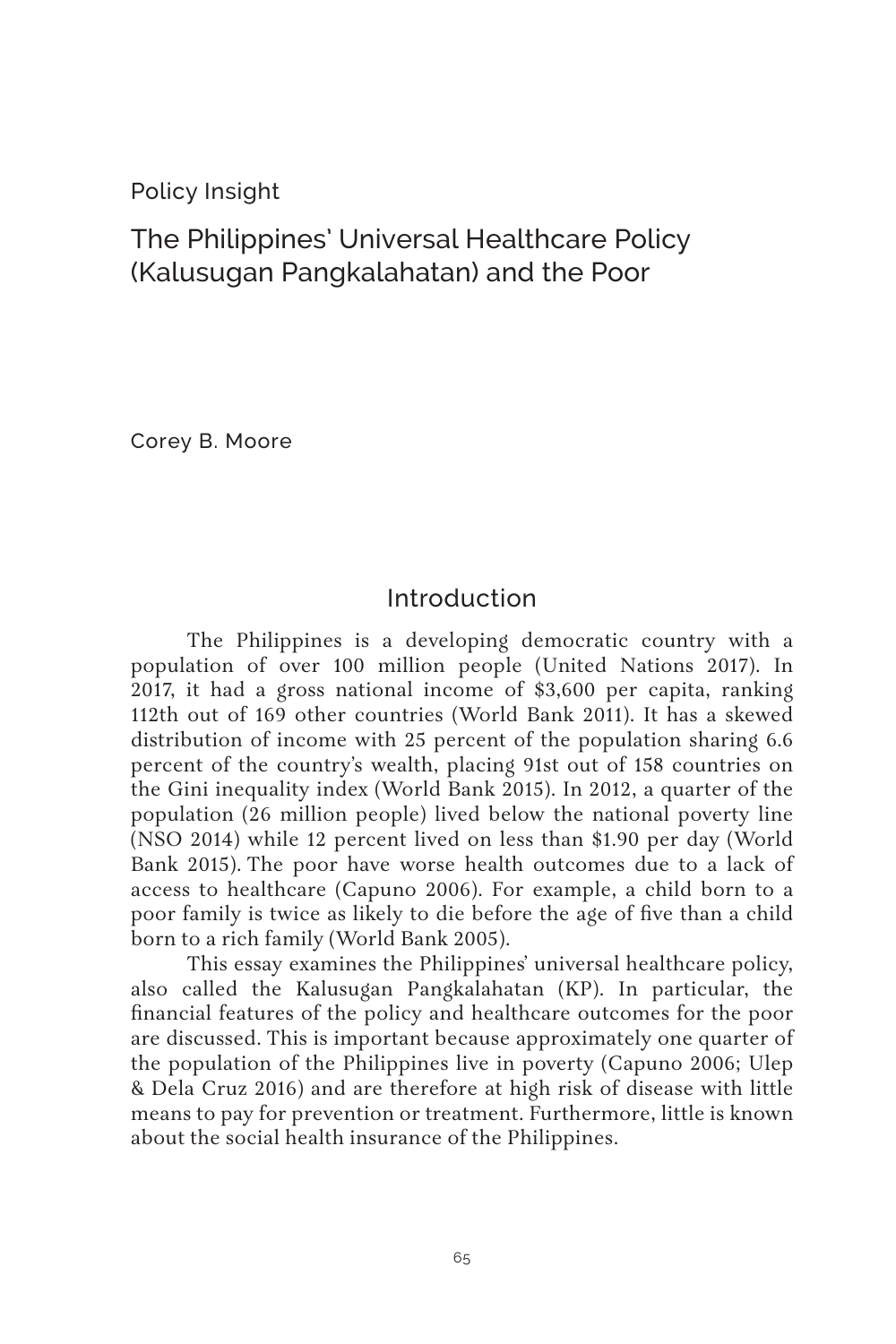Policy Insight

# The Philippines' Universal Healthcare Policy (Kalusugan Pangkalahatan) and the Poor

Corey B. Moore

## Introduction

The Philippines is a developing democratic country with a population of over 100 million people (United Nations 2017). In 2017, it had a gross national income of $3,600 per capita, ranking 112th out of 169 other countries (World Bank 2011). It has a skewed distribution of income with 25 percent of the population sharing 6.6 percent of the country's wealth, placing 91st out of 158 countries on the Gini inequality index (World Bank 2015). In 2012, a quarter of the population (26 million people) lived below the national poverty line (NSO 2014) while 12 percent lived on less than $1.90 per day (World Bank 2015). The poor have worse health outcomes due to a lack of access to healthcare (Capuno 2006). For example, a child born to a poor family is twice as likely to die before the age of five than a child born to a rich family (World Bank 2005).

This essay examines the Philippines' universal healthcare policy, also called the Kalusugan Pangkalahatan (KP). In particular, the financial features of the policy and healthcare outcomes for the poor are discussed. This is important because approximately one quarter of the population of the Philippines live in poverty (Capuno 2006; Ulep & Dela Cruz 2016) and are therefore at high risk of disease with little means to pay for prevention or treatment. Furthermore, little is known about the social health insurance of the Philippines.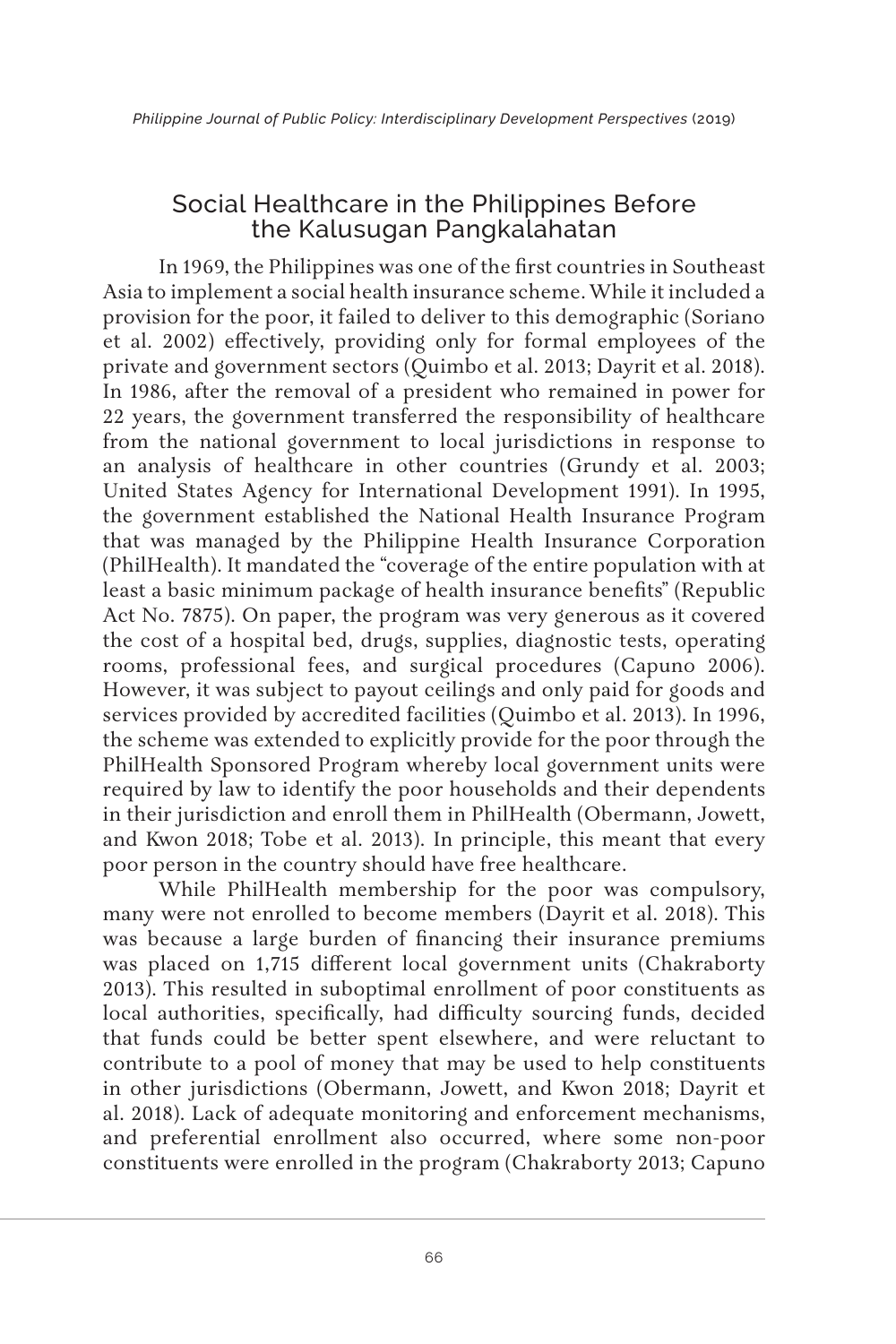## Social Healthcare in the Philippines Before the Kalusugan Pangkalahatan

In 1969, the Philippines was one of the first countries in Southeast Asia to implement a social health insurance scheme. While it included a provision for the poor, it failed to deliver to this demographic (Soriano et al. 2002) effectively, providing only for formal employees of the private and government sectors (Quimbo et al. 2013; Dayrit et al. 2018). In 1986, after the removal of a president who remained in power for 22 years, the government transferred the responsibility of healthcare from the national government to local jurisdictions in response to an analysis of healthcare in other countries (Grundy et al. 2003; United States Agency for International Development 1991). In 1995, the government established the National Health Insurance Program that was managed by the Philippine Health Insurance Corporation (PhilHealth). It mandated the "coverage of the entire population with at least a basic minimum package of health insurance benefits" (Republic Act No. 7875). On paper, the program was very generous as it covered the cost of a hospital bed, drugs, supplies, diagnostic tests, operating rooms, professional fees, and surgical procedures (Capuno 2006). However, it was subject to payout ceilings and only paid for goods and services provided by accredited facilities (Quimbo et al. 2013). In 1996, the scheme was extended to explicitly provide for the poor through the PhilHealth Sponsored Program whereby local government units were required by law to identify the poor households and their dependents in their jurisdiction and enroll them in PhilHealth (Obermann, Jowett, and Kwon 2018; Tobe et al. 2013). In principle, this meant that every poor person in the country should have free healthcare.

While PhilHealth membership for the poor was compulsory, many were not enrolled to become members (Dayrit et al. 2018). This was because a large burden of financing their insurance premiums was placed on 1,715 different local government units (Chakraborty 2013). This resulted in suboptimal enrollment of poor constituents as local authorities, specifically, had difficulty sourcing funds, decided that funds could be better spent elsewhere, and were reluctant to contribute to a pool of money that may be used to help constituents in other jurisdictions (Obermann, Jowett, and Kwon 2018; Dayrit et al. 2018). Lack of adequate monitoring and enforcement mechanisms, and preferential enrollment also occurred, where some non-poor constituents were enrolled in the program (Chakraborty 2013; Capuno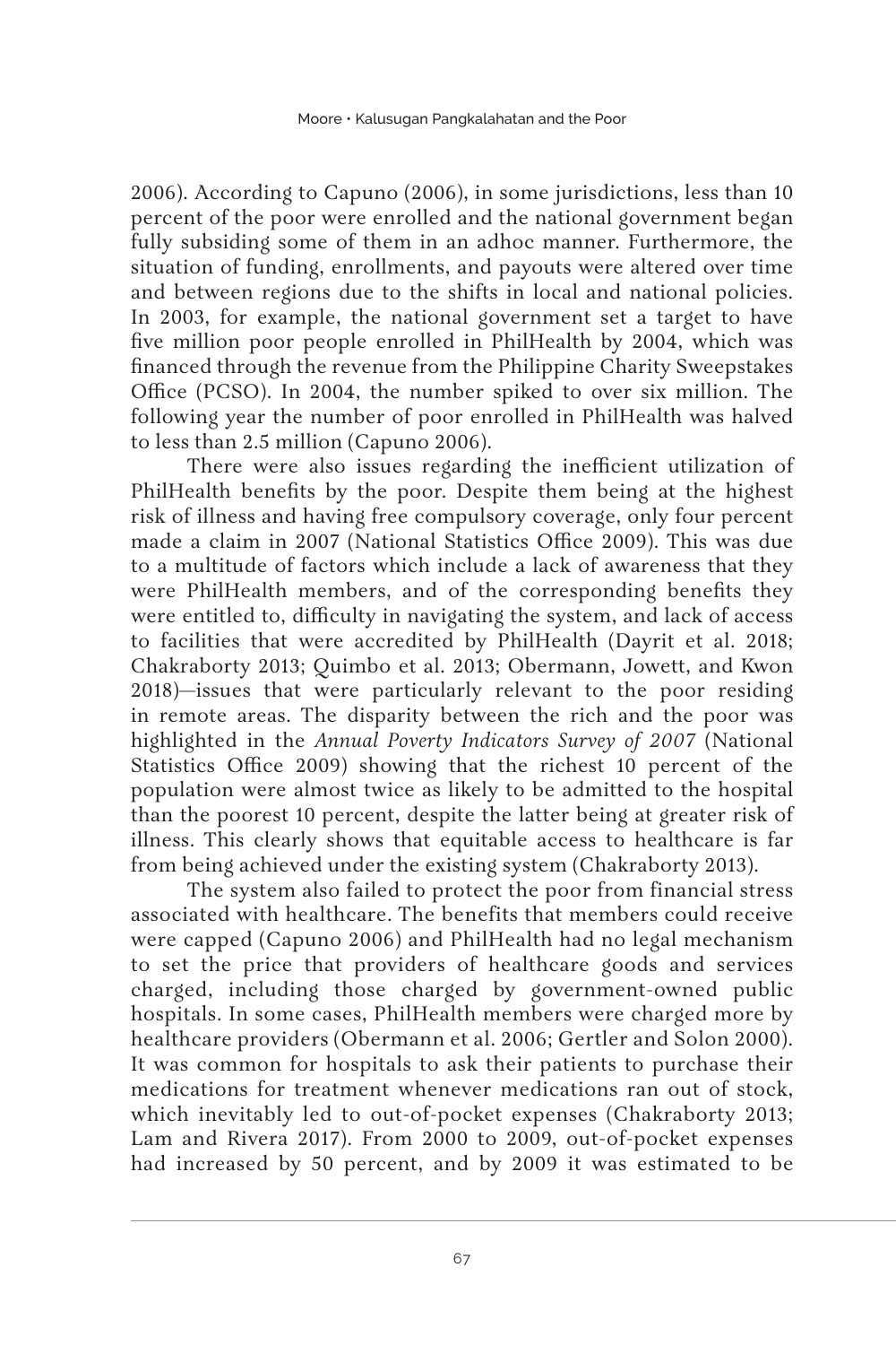2006). According to Capuno (2006), in some jurisdictions, less than 10 percent of the poor were enrolled and the national government began fully subsiding some of them in an adhoc manner. Furthermore, the situation of funding, enrollments, and payouts were altered over time and between regions due to the shifts in local and national policies. In 2003, for example, the national government set a target to have five million poor people enrolled in PhilHealth by 2004, which was financed through the revenue from the Philippine Charity Sweepstakes Office (PCSO). In 2004, the number spiked to over six million. The following year the number of poor enrolled in PhilHealth was halved to less than 2.5 million (Capuno 2006).

There were also issues regarding the inefficient utilization of PhilHealth benefits by the poor. Despite them being at the highest risk of illness and having free compulsory coverage, only four percent made a claim in 2007 (National Statistics Office 2009). This was due to a multitude of factors which include a lack of awareness that they were PhilHealth members, and of the corresponding benefits they were entitled to, difficulty in navigating the system, and lack of access to facilities that were accredited by PhilHealth (Dayrit et al. 2018; Chakraborty 2013; Quimbo et al. 2013; Obermann, Jowett, and Kwon 2018)—issues that were particularly relevant to the poor residing in remote areas. The disparity between the rich and the poor was highlighted in the *Annual Poverty Indicators Survey of 2007* (National Statistics Office 2009) showing that the richest 10 percent of the population were almost twice as likely to be admitted to the hospital than the poorest 10 percent, despite the latter being at greater risk of illness. This clearly shows that equitable access to healthcare is far from being achieved under the existing system (Chakraborty 2013).

The system also failed to protect the poor from financial stress associated with healthcare. The benefits that members could receive were capped (Capuno 2006) and PhilHealth had no legal mechanism to set the price that providers of healthcare goods and services charged, including those charged by government-owned public hospitals. In some cases, PhilHealth members were charged more by healthcare providers (Obermann et al. 2006; Gertler and Solon 2000). It was common for hospitals to ask their patients to purchase their medications for treatment whenever medications ran out of stock, which inevitably led to out-of-pocket expenses (Chakraborty 2013; Lam and Rivera 2017). From 2000 to 2009, out-of-pocket expenses had increased by 50 percent, and by 2009 it was estimated to be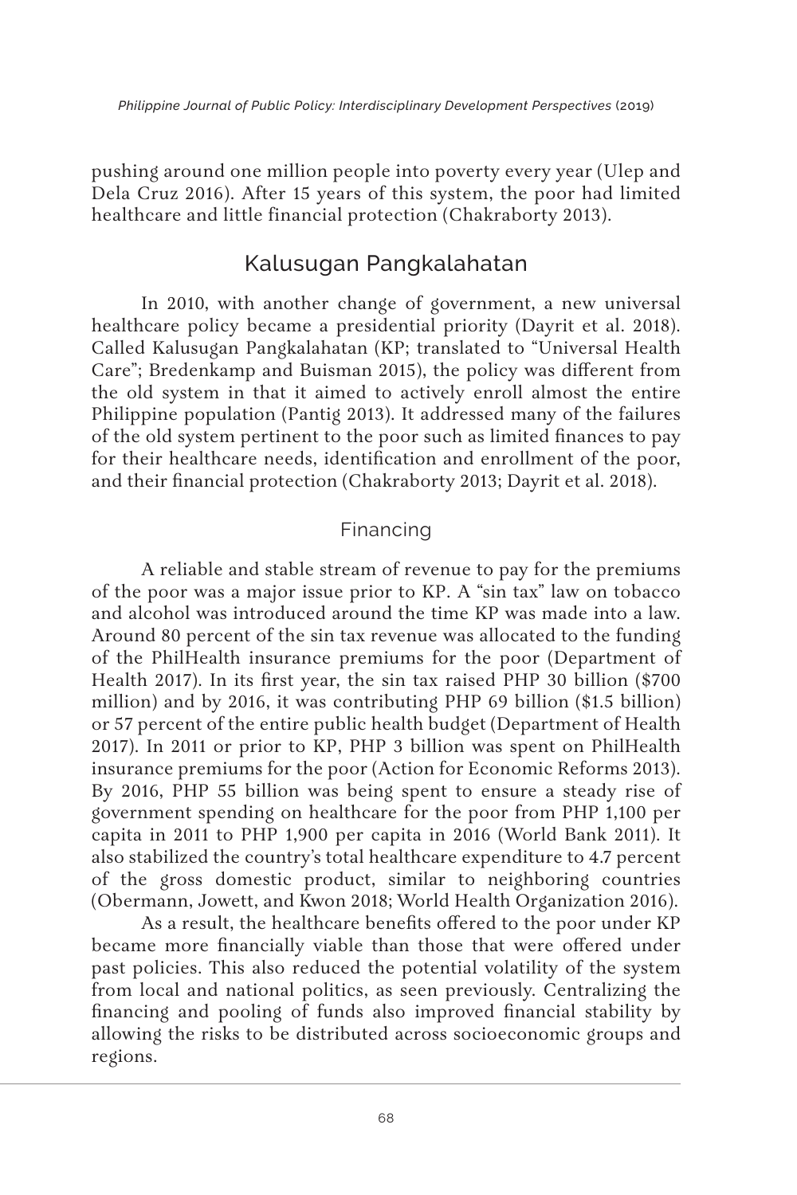pushing around one million people into poverty every year (Ulep and Dela Cruz 2016). After 15 years of this system, the poor had limited healthcare and little financial protection (Chakraborty 2013).

## Kalusugan Pangkalahatan

In 2010, with another change of government, a new universal healthcare policy became a presidential priority (Dayrit et al. 2018). Called Kalusugan Pangkalahatan (KP; translated to "Universal Health Care"; Bredenkamp and Buisman 2015), the policy was different from the old system in that it aimed to actively enroll almost the entire Philippine population (Pantig 2013). It addressed many of the failures of the old system pertinent to the poor such as limited finances to pay for their healthcare needs, identification and enrollment of the poor, and their financial protection (Chakraborty 2013; Dayrit et al. 2018).

### Financing

A reliable and stable stream of revenue to pay for the premiums of the poor was a major issue prior to KP. A "sin tax" law on tobacco and alcohol was introduced around the time KP was made into a law. Around 80 percent of the sin tax revenue was allocated to the funding of the PhilHealth insurance premiums for the poor (Department of Health 2017). In its first year, the sin tax raised PHP 30 billion ($700 million) and by 2016, it was contributing PHP 69 billion ($1.5 billion) or 57 percent of the entire public health budget (Department of Health 2017). In 2011 or prior to KP, PHP 3 billion was spent on PhilHealth insurance premiums for the poor (Action for Economic Reforms 2013). By 2016, PHP 55 billion was being spent to ensure a steady rise of government spending on healthcare for the poor from PHP 1,100 per capita in 2011 to PHP 1,900 per capita in 2016 (World Bank 2011). It also stabilized the country's total healthcare expenditure to 4.7 percent of the gross domestic product, similar to neighboring countries (Obermann, Jowett, and Kwon 2018; World Health Organization 2016).

As a result, the healthcare benefits offered to the poor under KP became more financially viable than those that were offered under past policies. This also reduced the potential volatility of the system from local and national politics, as seen previously. Centralizing the financing and pooling of funds also improved financial stability by allowing the risks to be distributed across socioeconomic groups and regions.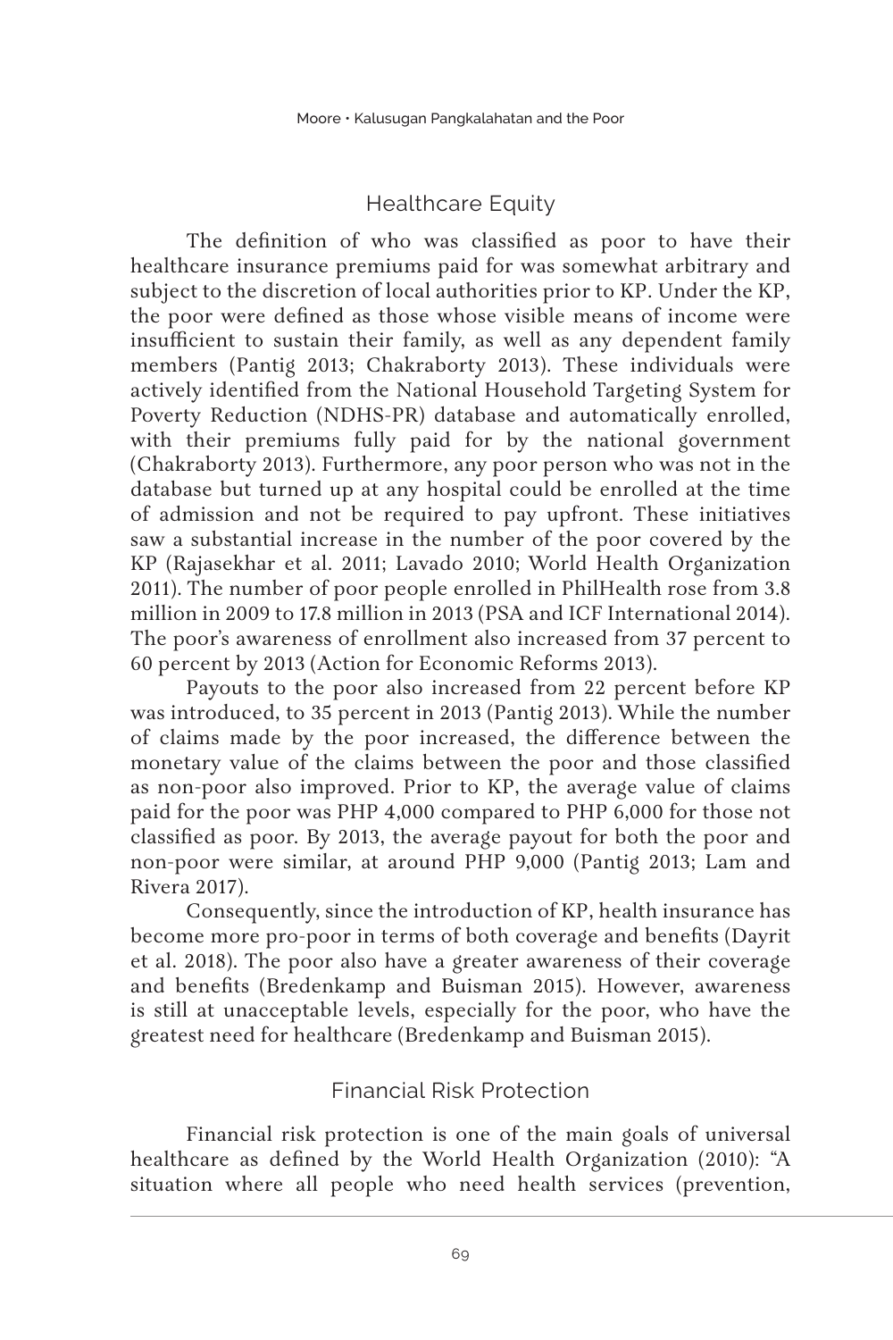## Healthcare Equity

The definition of who was classified as poor to have their healthcare insurance premiums paid for was somewhat arbitrary and subject to the discretion of local authorities prior to KP. Under the KP, the poor were defined as those whose visible means of income were insufficient to sustain their family, as well as any dependent family members (Pantig 2013; Chakraborty 2013). These individuals were actively identified from the National Household Targeting System for Poverty Reduction (NDHS-PR) database and automatically enrolled, with their premiums fully paid for by the national government (Chakraborty 2013). Furthermore, any poor person who was not in the database but turned up at any hospital could be enrolled at the time of admission and not be required to pay upfront. These initiatives saw a substantial increase in the number of the poor covered by the KP (Rajasekhar et al. 2011; Lavado 2010; World Health Organization 2011). The number of poor people enrolled in PhilHealth rose from 3.8 million in 2009 to 17.8 million in 2013 (PSA and ICF International 2014). The poor's awareness of enrollment also increased from 37 percent to 60 percent by 2013 (Action for Economic Reforms 2013).

Payouts to the poor also increased from 22 percent before KP was introduced, to 35 percent in 2013 (Pantig 2013). While the number of claims made by the poor increased, the difference between the monetary value of the claims between the poor and those classified as non-poor also improved. Prior to KP, the average value of claims paid for the poor was PHP 4,000 compared to PHP 6,000 for those not classified as poor. By 2013, the average payout for both the poor and non-poor were similar, at around PHP 9,000 (Pantig 2013; Lam and Rivera 2017).

Consequently, since the introduction of KP, health insurance has become more pro-poor in terms of both coverage and benefits (Dayrit et al. 2018). The poor also have a greater awareness of their coverage and benefits (Bredenkamp and Buisman 2015). However, awareness is still at unacceptable levels, especially for the poor, who have the greatest need for healthcare (Bredenkamp and Buisman 2015).

## Financial Risk Protection

Financial risk protection is one of the main goals of universal healthcare as defined by the World Health Organization (2010): "A situation where all people who need health services (prevention,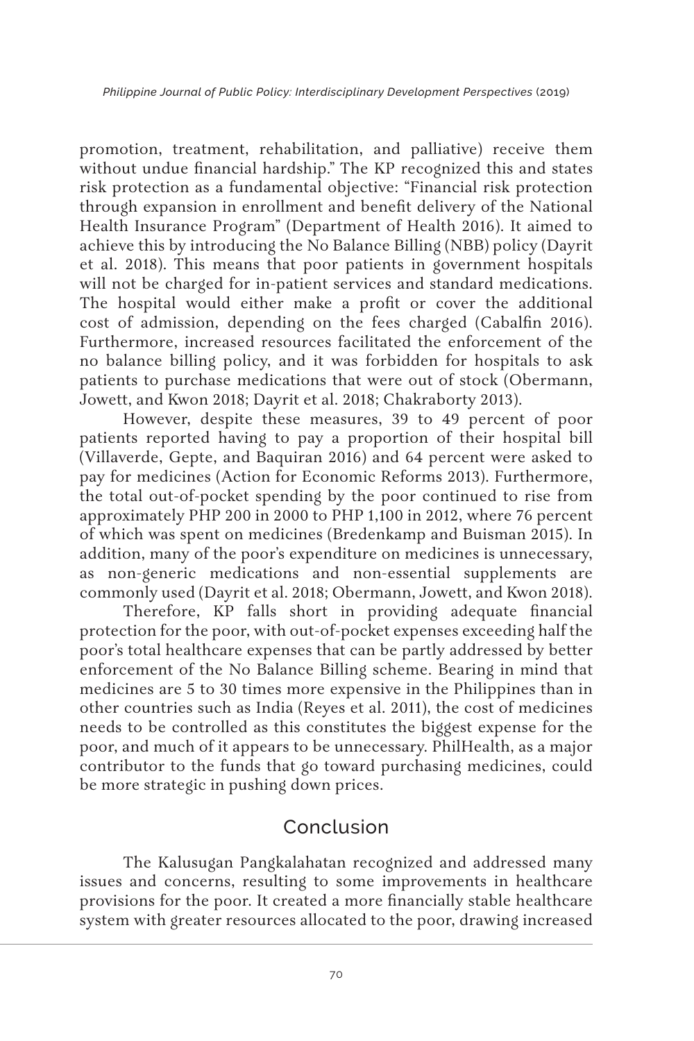promotion, treatment, rehabilitation, and palliative) receive them without undue financial hardship." The KP recognized this and states risk protection as a fundamental objective: "Financial risk protection through expansion in enrollment and benefit delivery of the National Health Insurance Program" (Department of Health 2016). It aimed to achieve this by introducing the No Balance Billing (NBB) policy (Dayrit et al. 2018). This means that poor patients in government hospitals will not be charged for in-patient services and standard medications. The hospital would either make a profit or cover the additional cost of admission, depending on the fees charged (Cabalfin 2016). Furthermore, increased resources facilitated the enforcement of the no balance billing policy, and it was forbidden for hospitals to ask patients to purchase medications that were out of stock (Obermann, Jowett, and Kwon 2018; Dayrit et al. 2018; Chakraborty 2013).

However, despite these measures, 39 to 49 percent of poor patients reported having to pay a proportion of their hospital bill (Villaverde, Gepte, and Baquiran 2016) and 64 percent were asked to pay for medicines (Action for Economic Reforms 2013). Furthermore, the total out-of-pocket spending by the poor continued to rise from approximately PHP 200 in 2000 to PHP 1,100 in 2012, where 76 percent of which was spent on medicines (Bredenkamp and Buisman 2015). In addition, many of the poor's expenditure on medicines is unnecessary, as non-generic medications and non-essential supplements are commonly used (Dayrit et al. 2018; Obermann, Jowett, and Kwon 2018).

Therefore, KP falls short in providing adequate financial protection for the poor, with out-of-pocket expenses exceeding half the poor's total healthcare expenses that can be partly addressed by better enforcement of the No Balance Billing scheme. Bearing in mind that medicines are 5 to 30 times more expensive in the Philippines than in other countries such as India (Reyes et al. 2011), the cost of medicines needs to be controlled as this constitutes the biggest expense for the poor, and much of it appears to be unnecessary. PhilHealth, as a major contributor to the funds that go toward purchasing medicines, could be more strategic in pushing down prices.

## Conclusion

The Kalusugan Pangkalahatan recognized and addressed many issues and concerns, resulting to some improvements in healthcare provisions for the poor. It created a more financially stable healthcare system with greater resources allocated to the poor, drawing increased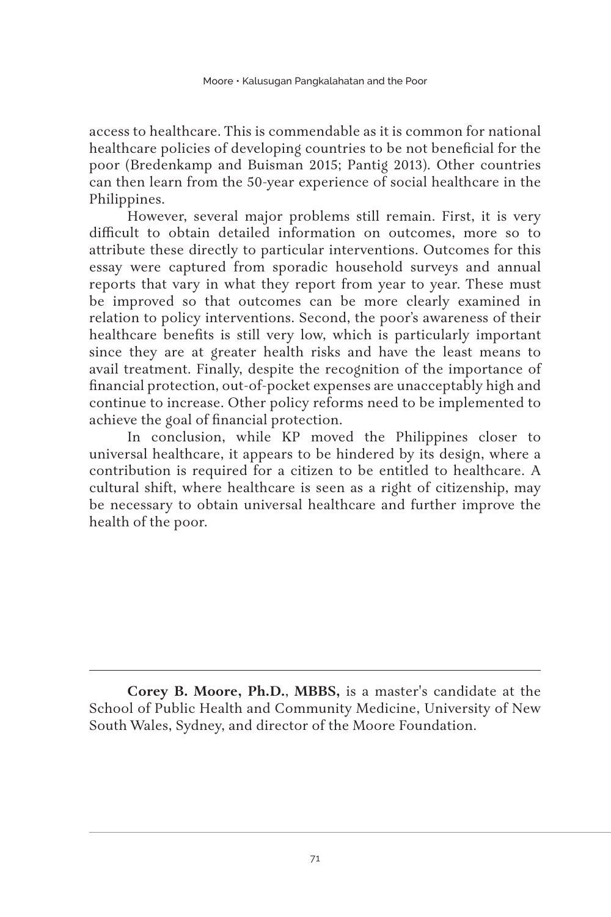access to healthcare. This is commendable as it is common for national healthcare policies of developing countries to be not beneficial for the poor (Bredenkamp and Buisman 2015; Pantig 2013). Other countries can then learn from the 50-year experience of social healthcare in the Philippines.

However, several major problems still remain. First, it is very difficult to obtain detailed information on outcomes, more so to attribute these directly to particular interventions. Outcomes for this essay were captured from sporadic household surveys and annual reports that vary in what they report from year to year. These must be improved so that outcomes can be more clearly examined in relation to policy interventions. Second, the poor's awareness of their healthcare benefits is still very low, which is particularly important since they are at greater health risks and have the least means to avail treatment. Finally, despite the recognition of the importance of financial protection, out-of-pocket expenses are unacceptably high and continue to increase. Other policy reforms need to be implemented to achieve the goal of financial protection.

In conclusion, while KP moved the Philippines closer to universal healthcare, it appears to be hindered by its design, where a contribution is required for a citizen to be entitled to healthcare. A cultural shift, where healthcare is seen as a right of citizenship, may be necessary to obtain universal healthcare and further improve the health of the poor.

---

**Corey B. Moore, Ph.D.**, **MBBS,** is a master's candidate at the School of Public Health and Community Medicine, University of New South Wales, Sydney, and director of the Moore Foundation.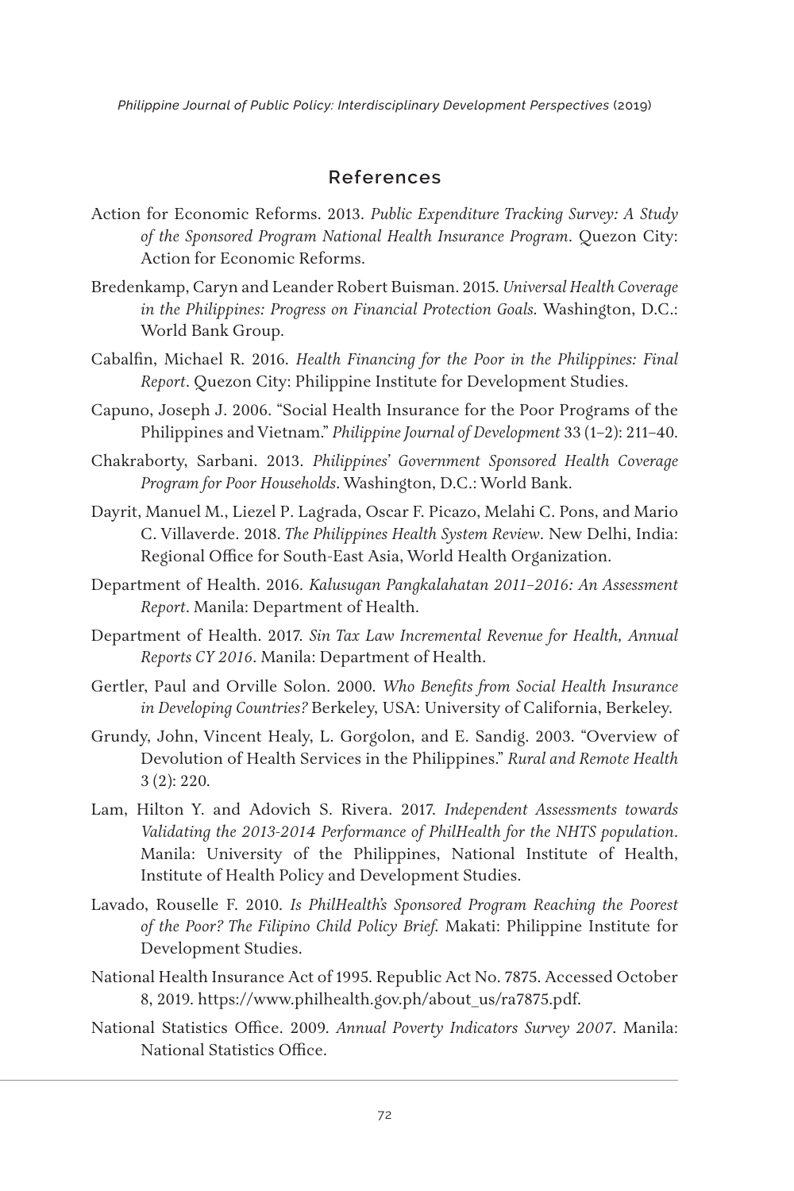## References

Action for Economic Reforms. 2013. *Public Expenditure Tracking Survey: A Study of the Sponsored Program National Health Insurance Program*. Quezon City: Action for Economic Reforms.

Bredenkamp, Caryn and Leander Robert Buisman. 2015. *Universal Health Coverage in the Philippines: Progress on Financial Protection Goals*. Washington, D.C.: World Bank Group.

Cabalfin, Michael R. 2016. *Health Financing for the Poor in the Philippines: Final Report*. Quezon City: Philippine Institute for Development Studies.

Capuno, Joseph J. 2006. "Social Health Insurance for the Poor Programs of the Philippines and Vietnam." *Philippine Journal of Development* 33 (1–2): 211–40.

Chakraborty, Sarbani. 2013. *Philippines' Government Sponsored Health Coverage Program for Poor Households*. Washington, D.C.: World Bank.

Dayrit, Manuel M., Liezel P. Lagrada, Oscar F. Picazo, Melahi C. Pons, and Mario C. Villaverde. 2018. *The Philippines Health System Review*. New Delhi, India: Regional Office for South-East Asia, World Health Organization.

Department of Health. 2016. *Kalusugan Pangkalahatan 2011–2016: An Assessment Report*. Manila: Department of Health.

Department of Health. 2017. *Sin Tax Law Incremental Revenue for Health, Annual Reports CY 2016*. Manila: Department of Health.

Gertler, Paul and Orville Solon. 2000. *Who Benefits from Social Health Insurance in Developing Countries?* Berkeley, USA: University of California, Berkeley.

Grundy, John, Vincent Healy, L. Gorgolon, and E. Sandig. 2003. "Overview of Devolution of Health Services in the Philippines." *Rural and Remote Health* 3 (2): 220.

Lam, Hilton Y. and Adovich S. Rivera. 2017. *Independent Assessments towards Validating the 2013-2014 Performance of PhilHealth for the NHTS population*. Manila: University of the Philippines, National Institute of Health, Institute of Health Policy and Development Studies.

Lavado, Rouselle F. 2010. *Is PhilHealth's Sponsored Program Reaching the Poorest of the Poor? The Filipino Child Policy Brief*. Makati: Philippine Institute for Development Studies.

National Health Insurance Act of 1995. Republic Act No. 7875. Accessed October 8, 2019. https://www.philhealth.gov.ph/about_us/ra7875.pdf.

National Statistics Office. 2009. *Annual Poverty Indicators Survey 2007*. Manila: National Statistics Office.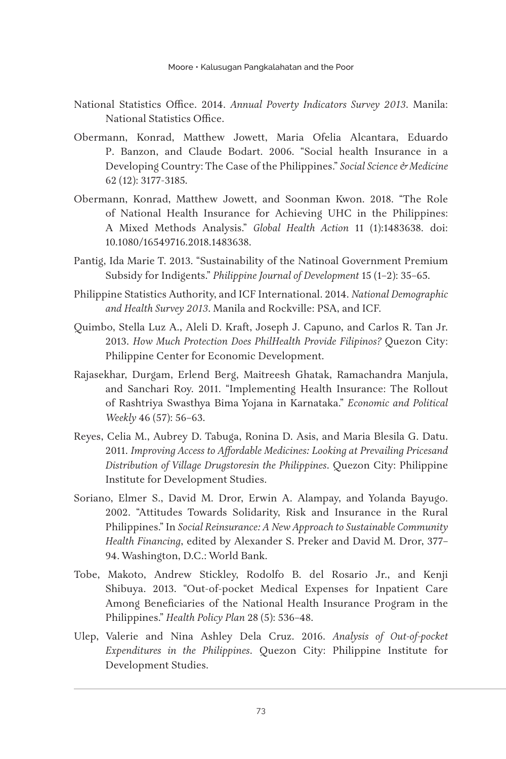National Statistics Office. 2014. *Annual Poverty Indicators Survey 2013*. Manila: National Statistics Office.

Obermann, Konrad, Matthew Jowett, Maria Ofelia Alcantara, Eduardo P. Banzon, and Claude Bodart. 2006. "Social health Insurance in a Developing Country: The Case of the Philippines." *Social Science & Medicine* 62 (12): 3177-3185.

Obermann, Konrad, Matthew Jowett, and Soonman Kwon. 2018. "The Role of National Health Insurance for Achieving UHC in the Philippines: A Mixed Methods Analysis." *Global Health Action* 11 (1):1483638. doi: 10.1080/16549716.2018.1483638.

Pantig, Ida Marie T. 2013. "Sustainability of the Natinoal Government Premium Subsidy for Indigents." *Philippine Journal of Development* 15 (1–2): 35–65.

Philippine Statistics Authority, and ICF International. 2014. *National Demographic and Health Survey 2013*. Manila and Rockville: PSA, and ICF.

Quimbo, Stella Luz A., Aleli D. Kraft, Joseph J. Capuno, and Carlos R. Tan Jr. 2013. *How Much Protection Does PhilHealth Provide Filipinos?* Quezon City: Philippine Center for Economic Development.

Rajasekhar, Durgam, Erlend Berg, Maitreesh Ghatak, Ramachandra Manjula, and Sanchari Roy. 2011. "Implementing Health Insurance: The Rollout of Rashtriya Swasthya Bima Yojana in Karnataka." *Economic and Political Weekly* 46 (57): 56–63.

Reyes, Celia M., Aubrey D. Tabuga, Ronina D. Asis, and Maria Blesila G. Datu. 2011. *Improving Access to Affordable Medicines: Looking at Prevailing Pricesand Distribution of Village Drugstoresin the Philippines*. Quezon City: Philippine Institute for Development Studies.

Soriano, Elmer S., David M. Dror, Erwin A. Alampay, and Yolanda Bayugo. 2002. "Attitudes Towards Solidarity, Risk and Insurance in the Rural Philippines." In *Social Reinsurance: A New Approach to Sustainable Community Health Financing*, edited by Alexander S. Preker and David M. Dror, 377–94. Washington, D.C.: World Bank.

Tobe, Makoto, Andrew Stickley, Rodolfo B. del Rosario Jr., and Kenji Shibuya. 2013. "Out-of-pocket Medical Expenses for Inpatient Care Among Beneficiaries of the National Health Insurance Program in the Philippines." *Health Policy Plan* 28 (5): 536–48.

Ulep, Valerie and Nina Ashley Dela Cruz. 2016. *Analysis of Out-of-pocket Expenditures in the Philippines*. Quezon City: Philippine Institute for Development Studies.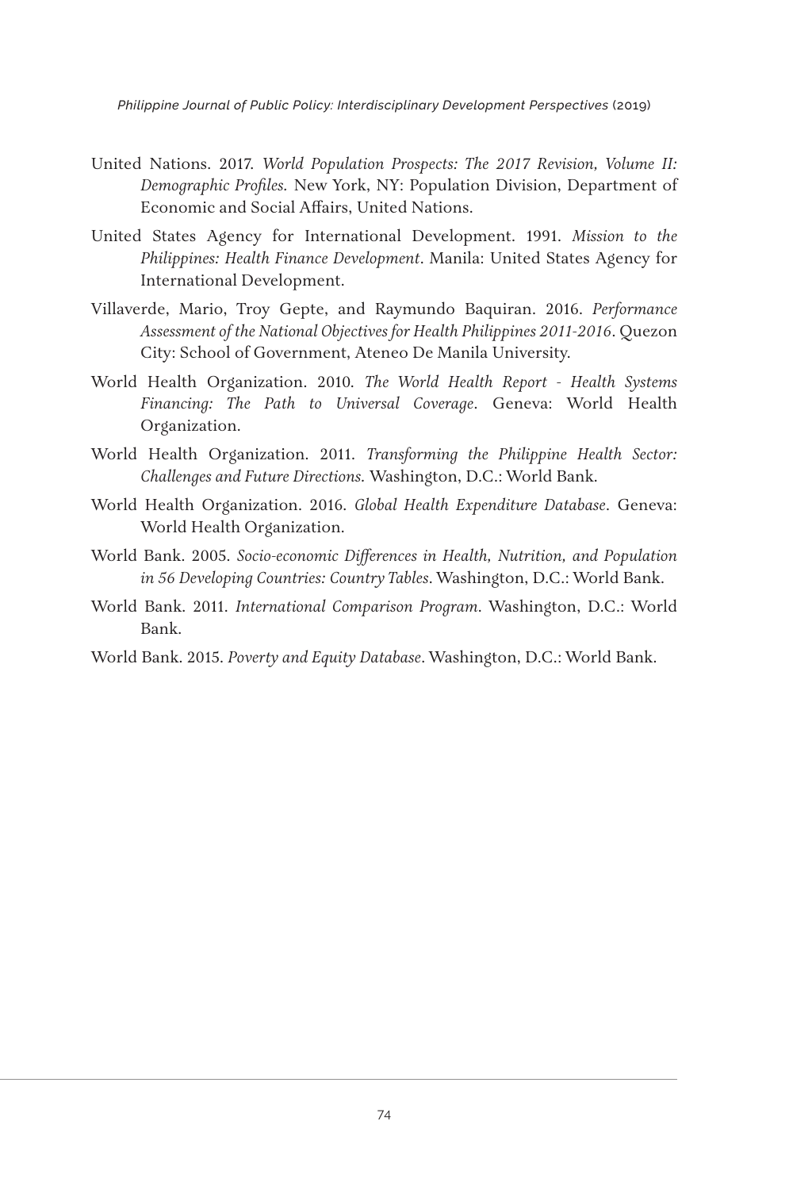United Nations. 2017. *World Population Prospects: The 2017 Revision, Volume II: Demographic Profiles.* New York, NY: Population Division, Department of Economic and Social Affairs, United Nations.

United States Agency for International Development. 1991. *Mission to the Philippines: Health Finance Development*. Manila: United States Agency for International Development.

Villaverde, Mario, Troy Gepte, and Raymundo Baquiran. 2016. *Performance Assessment of the National Objectives for Health Philippines 2011-2016*. Quezon City: School of Government, Ateneo De Manila University.

World Health Organization. 2010. *The World Health Report - Health Systems Financing: The Path to Universal Coverage*. Geneva: World Health Organization.

World Health Organization. 2011. *Transforming the Philippine Health Sector: Challenges and Future Directions.* Washington, D.C.: World Bank.

World Health Organization. 2016. *Global Health Expenditure Database*. Geneva: World Health Organization.

World Bank. 2005. *Socio-economic Differences in Health, Nutrition, and Population in 56 Developing Countries: Country Tables*. Washington, D.C.: World Bank.

World Bank. 2011. *International Comparison Program*. Washington, D.C.: World Bank.

World Bank. 2015. *Poverty and Equity Database*. Washington, D.C.: World Bank.